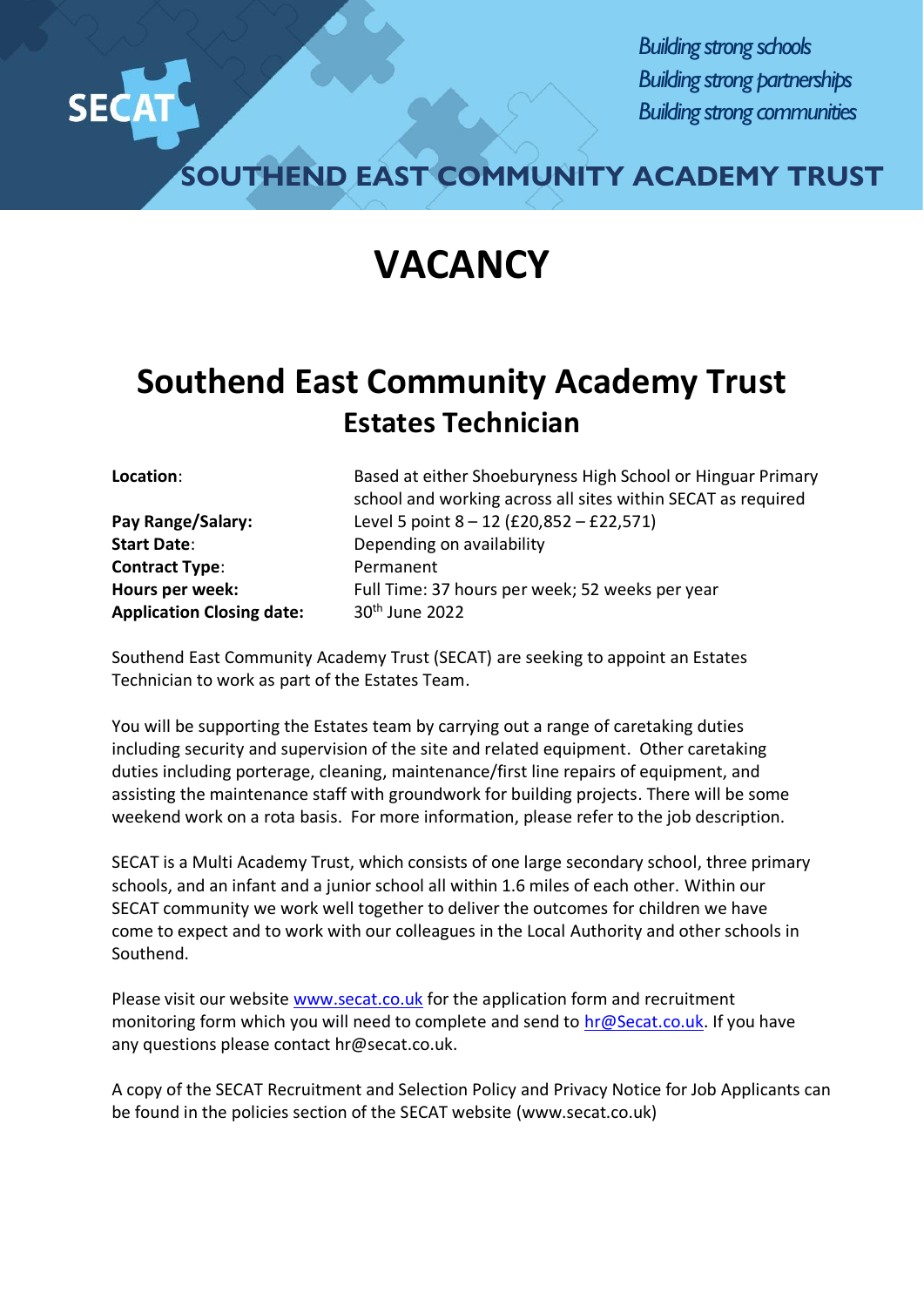SECAT

*Building strong schools*
*Building strong partnerships*
*Building strong communities*

SOUTHEND EAST COMMUNITY ACADEMY TRUST

# VACANCY

## Southend East Community Academy Trust

### Estates Technician

| | |
|---|---|
| **Location**: | Based at either Shoeburyness High School or Hinguar Primary school and working across all sites within SECAT as required |
| **Pay Range/Salary:** | Level 5 point 8 – 12 (£20,852 – £22,571) |
| **Start Date**: | Depending on availability |
| **Contract Type**: | Permanent |
| **Hours per week:** | Full Time: 37 hours per week; 52 weeks per year |
| **Application Closing date:** | 30th June 2022 |

Southend East Community Academy Trust (SECAT) are seeking to appoint an Estates Technician to work as part of the Estates Team.

You will be supporting the Estates team by carrying out a range of caretaking duties including security and supervision of the site and related equipment. Other caretaking duties including porterage, cleaning, maintenance/first line repairs of equipment, and assisting the maintenance staff with groundwork for building projects. There will be some weekend work on a rota basis. For more information, please refer to the job description.

SECAT is a Multi Academy Trust, which consists of one large secondary school, three primary schools, and an infant and a junior school all within 1.6 miles of each other. Within our SECAT community we work well together to deliver the outcomes for children we have come to expect and to work with our colleagues in the Local Authority and other schools in Southend.

Please visit our website [www.secat.co.uk](http://www.secat.co.uk) for the application form and recruitment monitoring form which you will need to complete and send to [hr@Secat.co.uk](mailto:hr@Secat.co.uk). If you have any questions please contact hr@secat.co.uk.

A copy of the SECAT Recruitment and Selection Policy and Privacy Notice for Job Applicants can be found in the policies section of the SECAT website (www.secat.co.uk)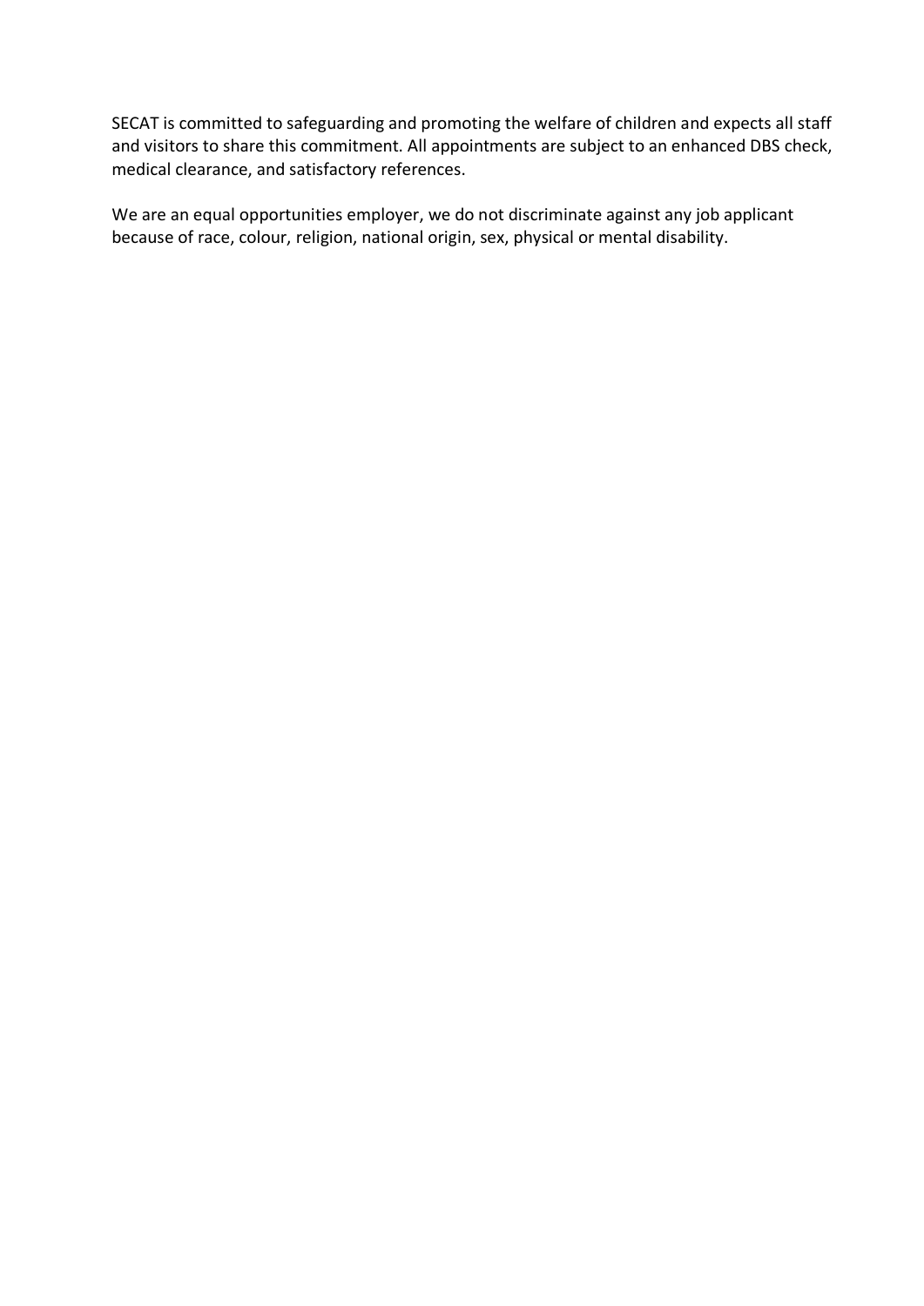SECAT is committed to safeguarding and promoting the welfare of children and expects all staff and visitors to share this commitment. All appointments are subject to an enhanced DBS check, medical clearance, and satisfactory references.

We are an equal opportunities employer, we do not discriminate against any job applicant because of race, colour, religion, national origin, sex, physical or mental disability.